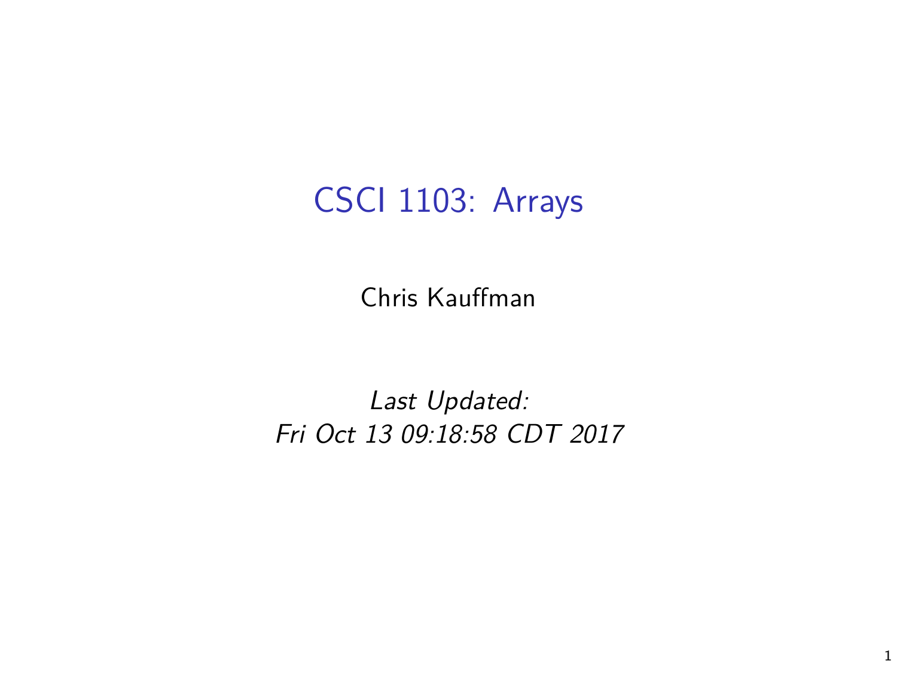# CSCI 1103: Arrays

Chris Kauffman

*Last Updated:*
*Fri Oct 13 09:18:58 CDT 2017*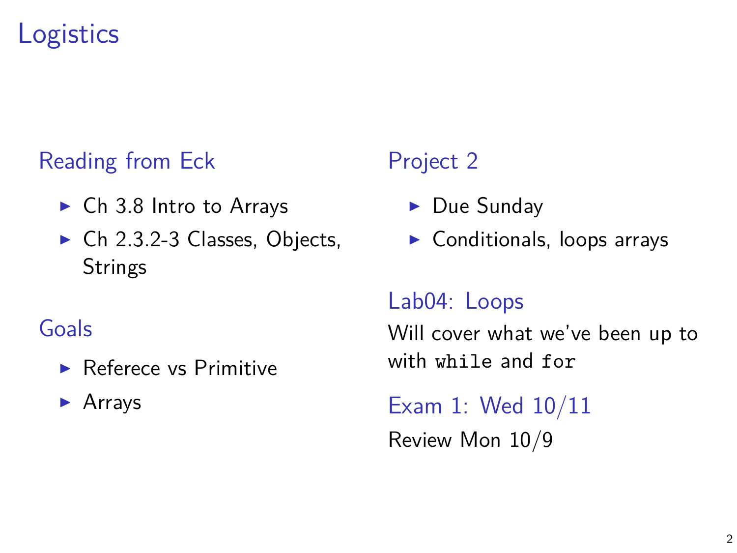# Logistics

## Reading from Eck

- Ch 3.8 Intro to Arrays
- Ch 2.3.2-3 Classes, Objects, Strings

## Goals

- Referece vs Primitive
- Arrays

## Project 2

- Due Sunday
- Conditionals, loops arrays

## Lab04: Loops

Will cover what we've been up to with `while` and `for`

## Exam 1: Wed 10/11

Review Mon 10/9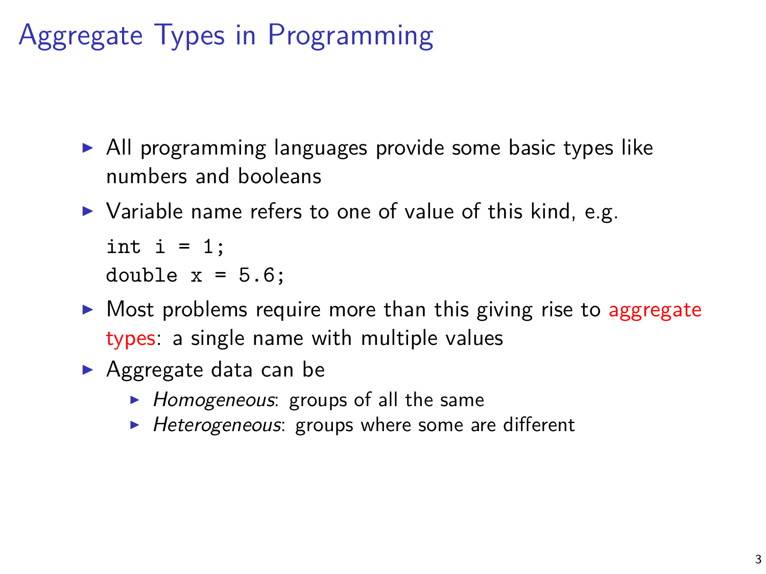# Aggregate Types in Programming

- All programming languages provide some basic types like numbers and booleans
- Variable name refers to one of value of this kind, e.g.

```
int i = 1;
double x = 5.6;
```

- Most problems require more than this giving rise to aggregate types: a single name with multiple values
- Aggregate data can be
  - *Homogeneous*: groups of all the same
  - *Heterogeneous*: groups where some are different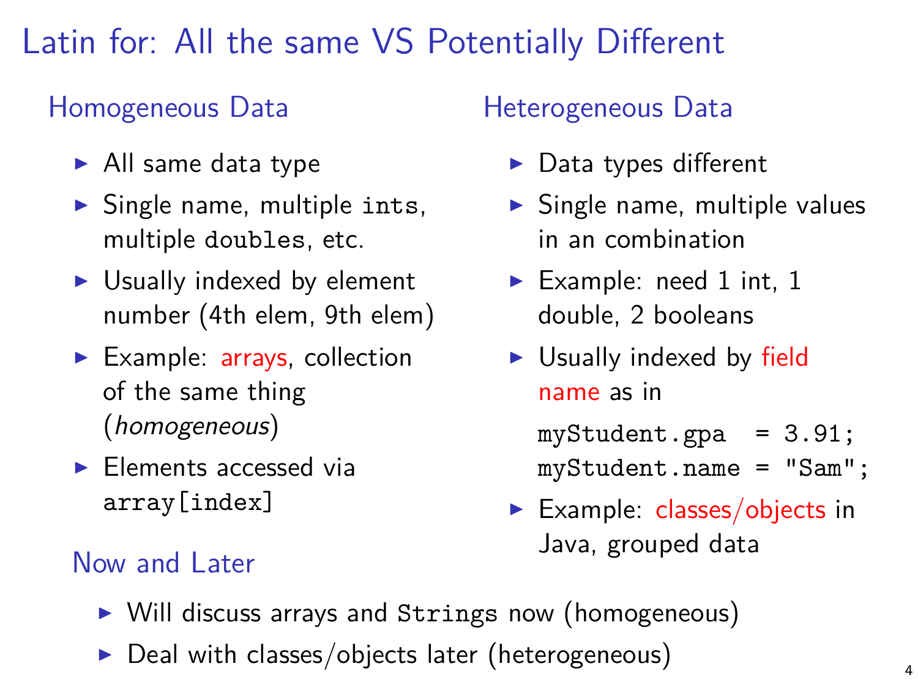# Latin for: All the same VS Potentially Different

## Homogeneous Data

- All same data type
- Single name, multiple `ints`, multiple `doubles`, etc.
- Usually indexed by element number (4th elem, 9th elem)
- Example: arrays, collection of the same thing (*homogeneous*)
- Elements accessed via `array[index]`

## Heterogeneous Data

- Data types different
- Single name, multiple values in an combination
- Example: need 1 int, 1 double, 2 booleans
- Usually indexed by field name as in

```
myStudent.gpa  = 3.91;
myStudent.name = "Sam";
```

- Example: classes/objects in Java, grouped data

## Now and Later

- Will discuss arrays and `Strings` now (homogeneous)
- Deal with classes/objects later (heterogeneous)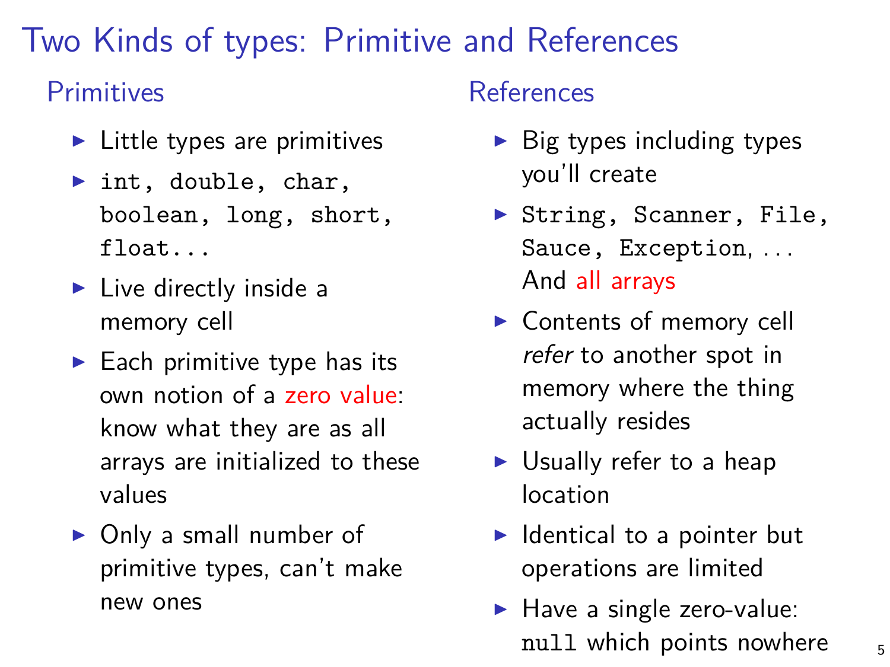# Two Kinds of types: Primitive and References

## Primitives

- Little types are primitives
- `int, double, char, boolean, long, short, float...`
- Live directly inside a memory cell
- Each primitive type has its own notion of a zero value: know what they are as all arrays are initialized to these values
- Only a small number of primitive types, can't make new ones

## References

- Big types including types you'll create
- `String, Scanner, File, Sauce, Exception`, ... And all arrays
- Contents of memory cell *refer* to another spot in memory where the thing actually resides
- Usually refer to a heap location
- Identical to a pointer but operations are limited
- Have a single zero-value: `null` which points nowhere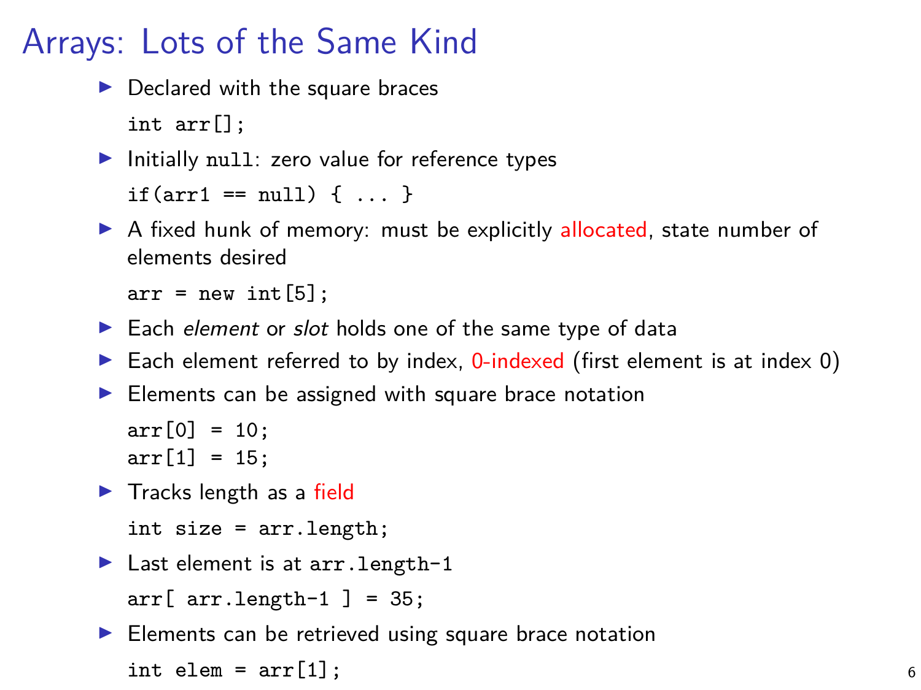# Arrays: Lots of the Same Kind

- Declared with the square braces

```
int arr[];
```

- Initially `null`: zero value for reference types

```
if(arr1 == null) { ... }
```

- A fixed hunk of memory: must be explicitly allocated, state number of elements desired

```
arr = new int[5];
```

- Each *element* or *slot* holds one of the same type of data
- Each element referred to by index, 0-indexed (first element is at index 0)
- Elements can be assigned with square brace notation

```
arr[0] = 10;
arr[1] = 15;
```

- Tracks length as a field

```
int size = arr.length;
```

- Last element is at `arr.length-1`

```
arr[ arr.length-1 ] = 35;
```

- Elements can be retrieved using square brace notation

```
int elem = arr[1];
```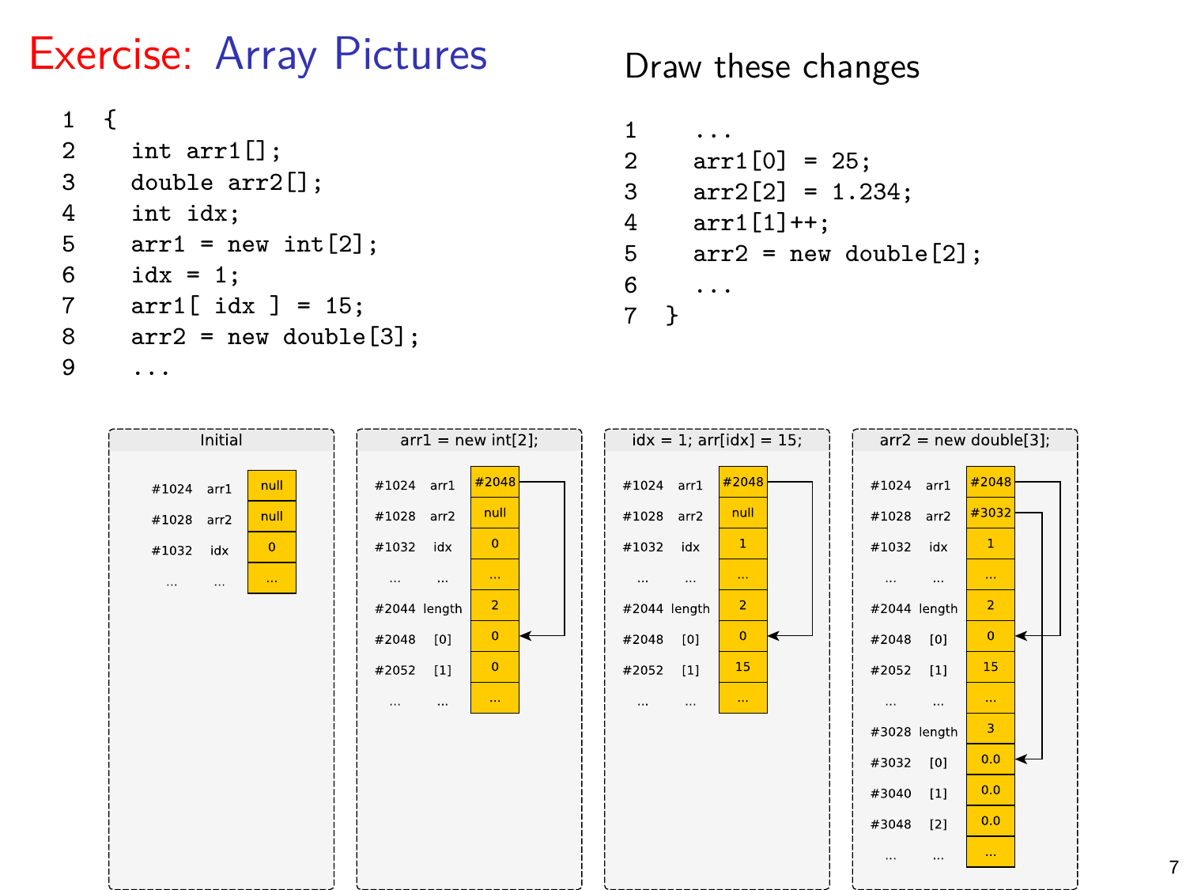# Exercise: Array Pictures

```
1  {
2    int arr1[];
3    double arr2[];
4    int idx;
5    arr1 = new int[2];
6    idx = 1;
7    arr1[ idx ] = 15;
8    arr2 = new double[3];
9    ...
```

## Draw these changes

```
1    ...
2    arr1[0] = 25;
3    arr2[2] = 1.234;
4    arr1[1]++;
5    arr2 = new double[2];
6    ...
7  }
```

**Initial**

| Address | Name | Value |
|---|---|---|
| #1024 | arr1 | null |
| #1028 | arr2 | null |
| #1032 | idx | 0 |
| ... | ... | ... |

**arr1 = new int[2];**

| Address | Name | Value |
|---|---|---|
| #1024 | arr1 | #2048 |
| #1028 | arr2 | null |
| #1032 | idx | 0 |
| ... | ... | ... |
| #2044 | length | 2 |
| #2048 | [0] | 0 |
| #2052 | [1] | 0 |
| ... | ... | ... |

**idx = 1; arr[idx] = 15;**

| Address | Name | Value |
|---|---|---|
| #1024 | arr1 | #2048 |
| #1028 | arr2 | null |
| #1032 | idx | 1 |
| ... | ... | ... |
| #2044 | length | 2 |
| #2048 | [0] | 0 |
| #2052 | [1] | 15 |
| ... | ... | ... |

**arr2 = new double[3];**

| Address | Name | Value |
|---|---|---|
| #1024 | arr1 | #2048 |
| #1028 | arr2 | #3032 |
| #1032 | idx | 1 |
| ... | ... | ... |
| #2044 | length | 2 |
| #2048 | [0] | 0 |
| #2052 | [1] | 15 |
| ... | ... | ... |
| #3028 | length | 3 |
| #3032 | [0] | 0.0 |
| #3040 | [1] | 0.0 |
| #3048 | [2] | 0.0 |
| ... | ... | ... |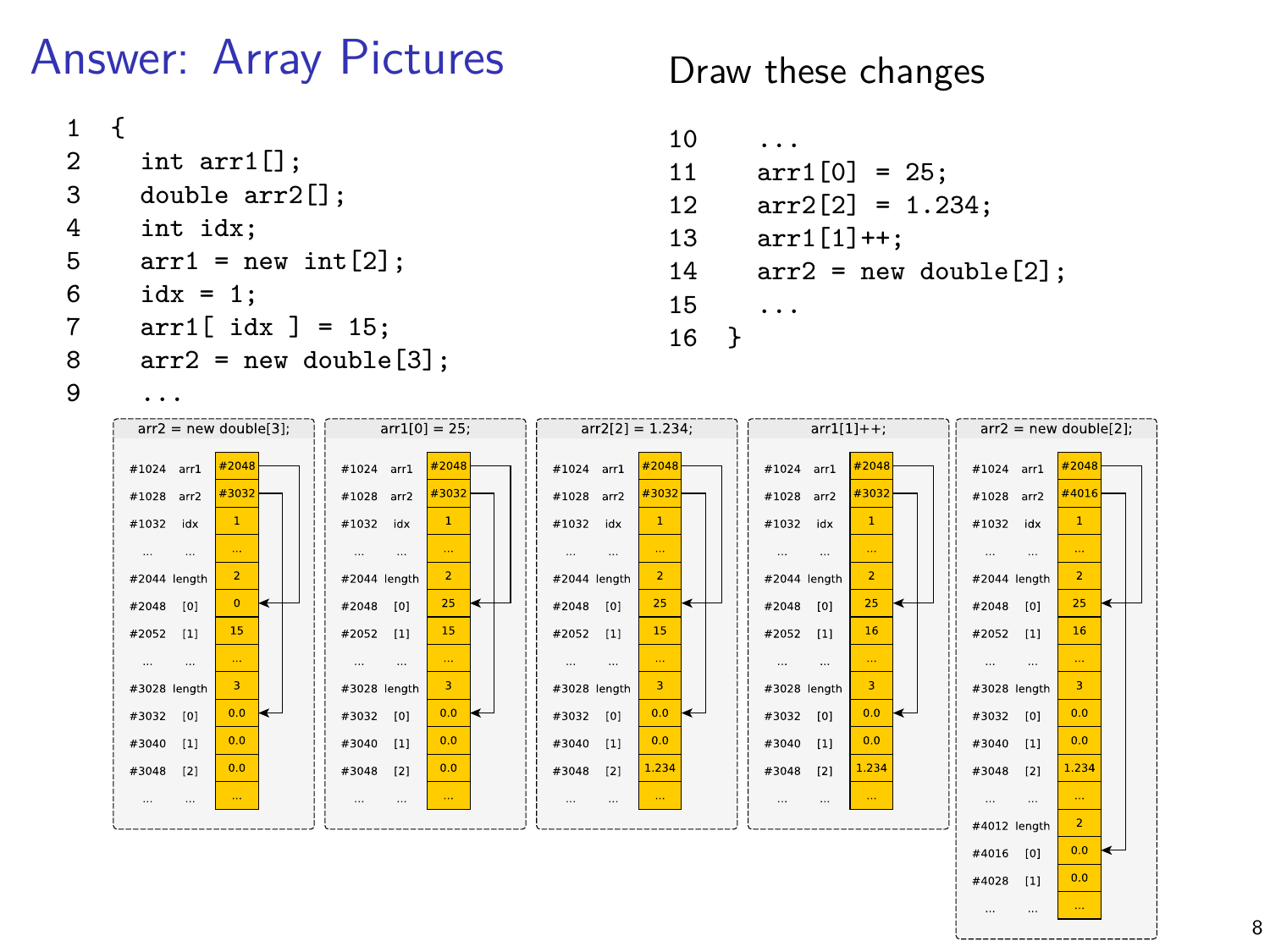# Answer: Array Pictures

```
1  {
2    int arr1[];
3    double arr2[];
4    int idx;
5    arr1 = new int[2];
6    idx = 1;
7    arr1[ idx ] = 15;
8    arr2 = new double[3];
9    ...
```

## Draw these changes

```
10     ...
11     arr1[0] = 25;
12     arr2[2] = 1.234;
13     arr1[1]++;
14     arr2 = new double[2];
15     ...
16  }
```

**arr2 = new double[3];**

| Address | Name | Value |
|---|---|---|
| #1024 | arr1 | #2048 |
| #1028 | arr2 | #3032 |
| #1032 | idx | 1 |
| ... | ... | ... |
| #2044 | length | 2 |
| #2048 | [0] | 0 |
| #2052 | [1] | 15 |
| ... | ... | ... |
| #3028 | length | 3 |
| #3032 | [0] | 0.0 |
| #3040 | [1] | 0.0 |
| #3048 | [2] | 0.0 |
| ... | ... | ... |

**arr1[0] = 25;**

| Address | Name | Value |
|---|---|---|
| #1024 | arr1 | #2048 |
| #1028 | arr2 | #3032 |
| #1032 | idx | 1 |
| ... | ... | ... |
| #2044 | length | 2 |
| #2048 | [0] | 25 |
| #2052 | [1] | 15 |
| ... | ... | ... |
| #3028 | length | 3 |
| #3032 | [0] | 0.0 |
| #3040 | [1] | 0.0 |
| #3048 | [2] | 0.0 |
| ... | ... | ... |

**arr2[2] = 1.234;**

| Address | Name | Value |
|---|---|---|
| #1024 | arr1 | #2048 |
| #1028 | arr2 | #3032 |
| #1032 | idx | 1 |
| ... | ... | ... |
| #2044 | length | 2 |
| #2048 | [0] | 25 |
| #2052 | [1] | 15 |
| ... | ... | ... |
| #3028 | length | 3 |
| #3032 | [0] | 0.0 |
| #3040 | [1] | 0.0 |
| #3048 | [2] | 1.234 |
| ... | ... | ... |

**arr1[1]++;**

| Address | Name | Value |
|---|---|---|
| #1024 | arr1 | #2048 |
| #1028 | arr2 | #3032 |
| #1032 | idx | 1 |
| ... | ... | ... |
| #2044 | length | 2 |
| #2048 | [0] | 25 |
| #2052 | [1] | 16 |
| ... | ... | ... |
| #3028 | length | 3 |
| #3032 | [0] | 0.0 |
| #3040 | [1] | 0.0 |
| #3048 | [2] | 1.234 |
| ... | ... | ... |

**arr2 = new double[2];**

| Address | Name | Value |
|---|---|---|
| #1024 | arr1 | #2048 |
| #1028 | arr2 | #4016 |
| #1032 | idx | 1 |
| ... | ... | ... |
| #2044 | length | 2 |
| #2048 | [0] | 25 |
| #2052 | [1] | 16 |
| ... | ... | ... |
| #3028 | length | 3 |
| #3032 | [0] | 0.0 |
| #3040 | [1] | 0.0 |
| #3048 | [2] | 1.234 |
| ... | ... | ... |
| #4012 | length | 2 |
| #4016 | [0] | 0.0 |
| #4028 | [1] | 0.0 |
| ... | ... | ... |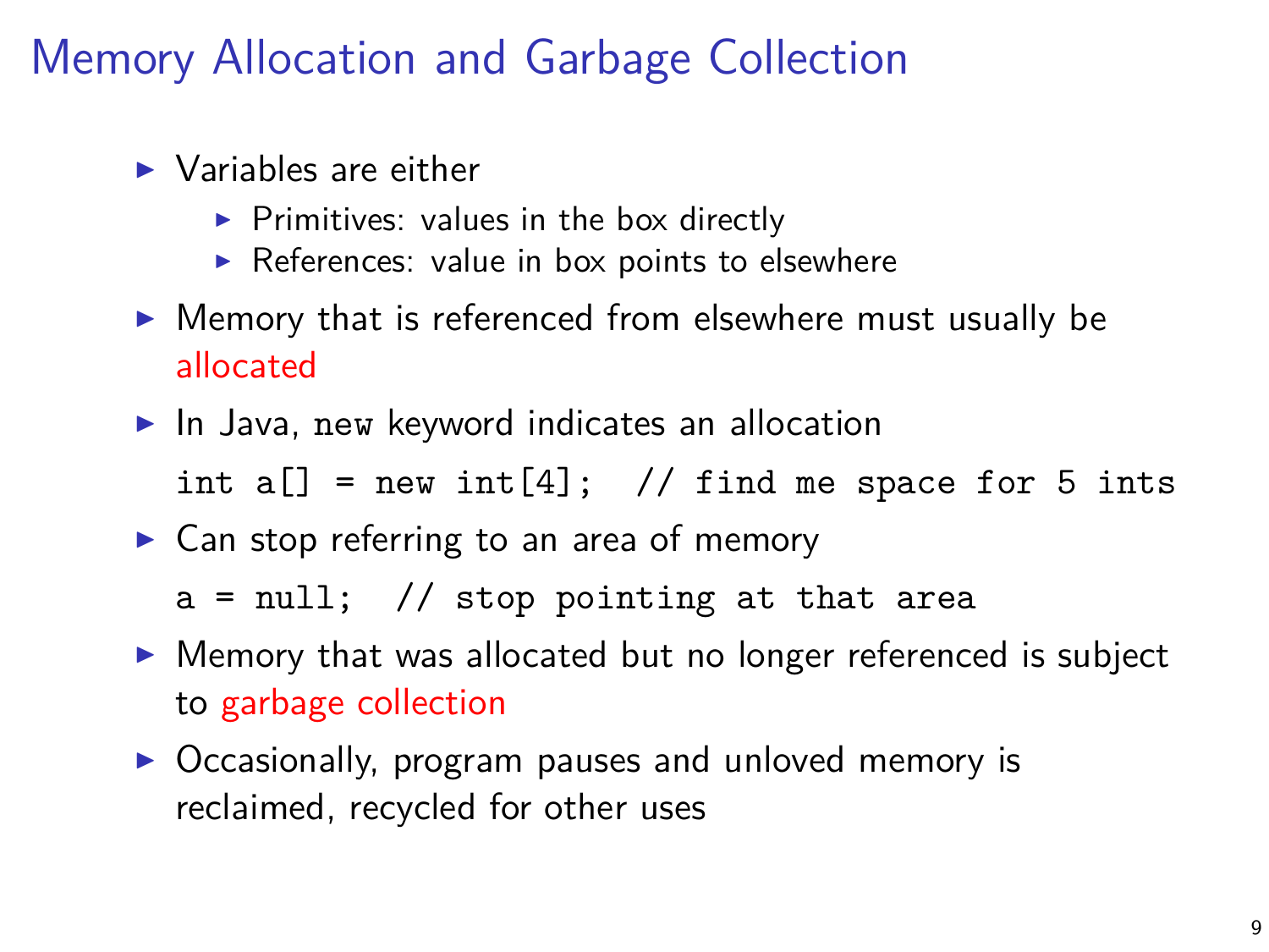# Memory Allocation and Garbage Collection

- Variables are either
  - Primitives: values in the box directly
  - References: value in box points to elsewhere
- Memory that is referenced from elsewhere must usually be allocated
- In Java, `new` keyword indicates an allocation

```
int a[] = new int[4];  // find me space for 5 ints
```

- Can stop referring to an area of memory

```
a = null;  // stop pointing at that area
```

- Memory that was allocated but no longer referenced is subject to garbage collection
- Occasionally, program pauses and unloved memory is reclaimed, recycled for other uses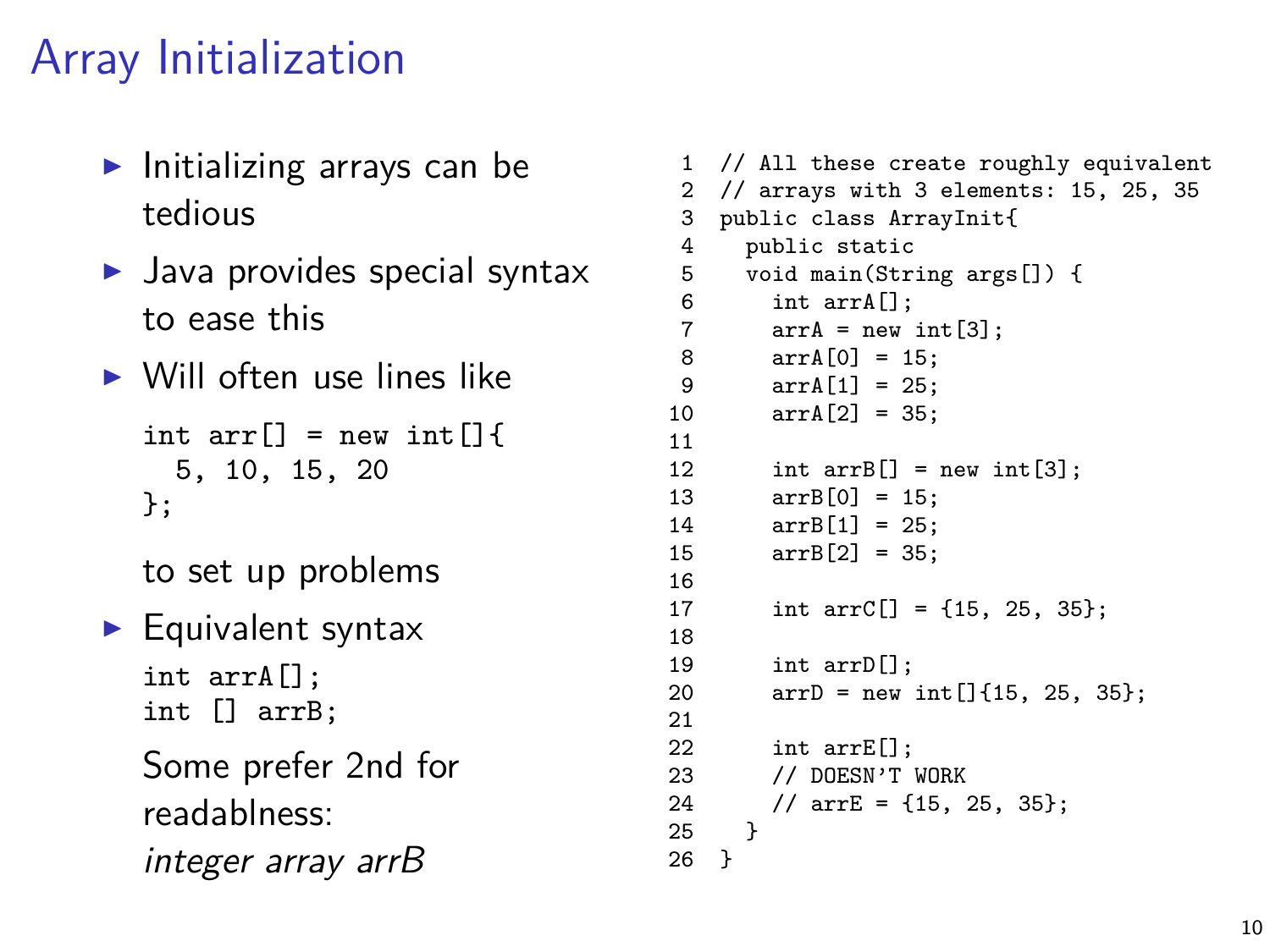# Array Initialization

- Initializing arrays can be tedious
- Java provides special syntax to ease this
- Will often use lines like

  ```
  int arr[] = new int[]{
    5, 10, 15, 20
  };
  ```

  to set up problems
- Equivalent syntax

  ```
  int arrA[];
  int [] arrB;
  ```

  Some prefer 2nd for readablness: *integer array arrB*

```
1  // All these create roughly equivalent
2  // arrays with 3 elements: 15, 25, 35
3  public class ArrayInit{
4    public static
5    void main(String args[]) {
6      int arrA[];
7      arrA = new int[3];
8      arrA[0] = 15;
9      arrA[1] = 25;
10     arrA[2] = 35;
11
12     int arrB[] = new int[3];
13     arrB[0] = 15;
14     arrB[1] = 25;
15     arrB[2] = 35;
16
17     int arrC[] = {15, 25, 35};
18
19     int arrD[];
20     arrD = new int[]{15, 25, 35};
21
22     int arrE[];
23     // DOESN'T WORK
24     // arrE = {15, 25, 35};
25   }
26 }
```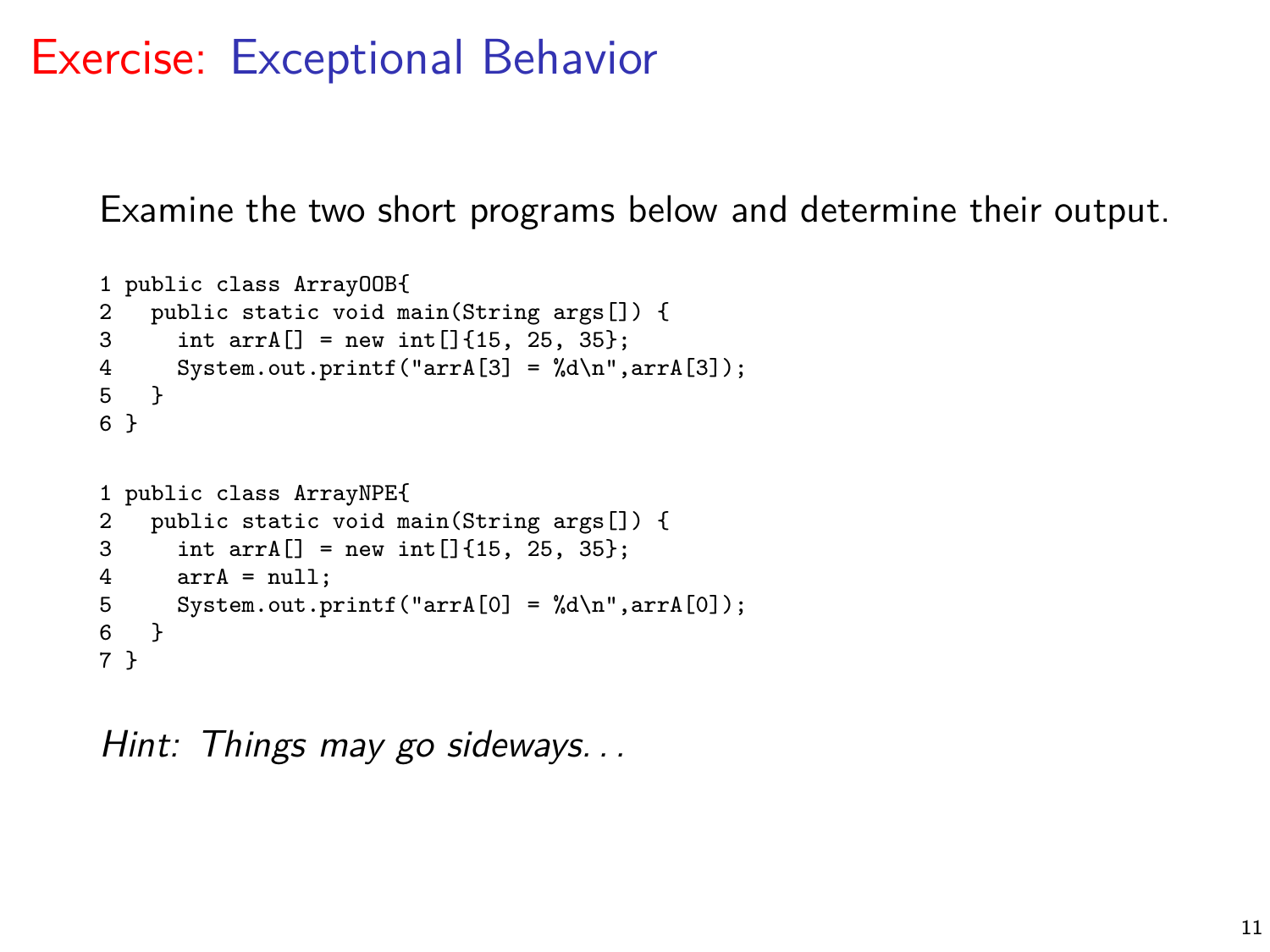# Exercise: Exceptional Behavior

Examine the two short programs below and determine their output.

```
1 public class ArrayOOB{
2   public static void main(String args[]) {
3     int arrA[] = new int[]{15, 25, 35};
4     System.out.printf("arrA[3] = %d\n",arrA[3]);
5   }
6 }
```

```
1 public class ArrayNPE{
2   public static void main(String args[]) {
3     int arrA[] = new int[]{15, 25, 35};
4     arrA = null;
5     System.out.printf("arrA[0] = %d\n",arrA[0]);
6   }
7 }
```

*Hint: Things may go sideways...*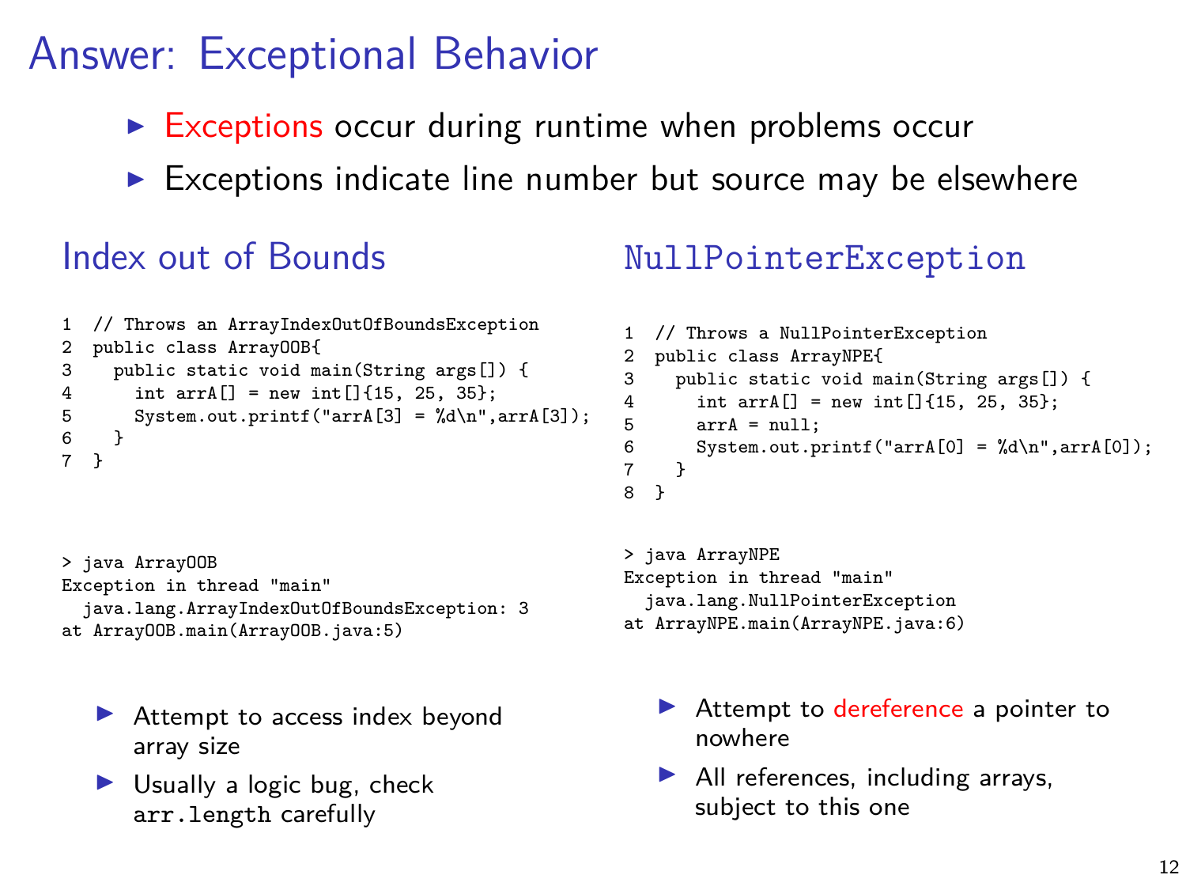# Answer: Exceptional Behavior

- Exceptions occur during runtime when problems occur
- Exceptions indicate line number but source may be elsewhere

## Index out of Bounds

```
1  // Throws an ArrayIndexOutOfBoundsException
2  public class ArrayOOB{
3    public static void main(String args[]) {
4      int arrA[] = new int[]{15, 25, 35};
5      System.out.printf("arrA[3] = %d\n",arrA[3]);
6    }
7  }
```

```
> java ArrayOOB
Exception in thread "main"
  java.lang.ArrayIndexOutOfBoundsException: 3
at ArrayOOB.main(ArrayOOB.java:5)
```

- Attempt to access index beyond array size
- Usually a logic bug, check `arr.length` carefully

## NullPointerException

```
1  // Throws a NullPointerException
2  public class ArrayNPE{
3    public static void main(String args[]) {
4      int arrA[] = new int[]{15, 25, 35};
5      arrA = null;
6      System.out.printf("arrA[0] = %d\n",arrA[0]);
7    }
8  }
```

```
> java ArrayNPE
Exception in thread "main"
  java.lang.NullPointerException
at ArrayNPE.main(ArrayNPE.java:6)
```

- Attempt to dereference a pointer to nowhere
- All references, including arrays, subject to this one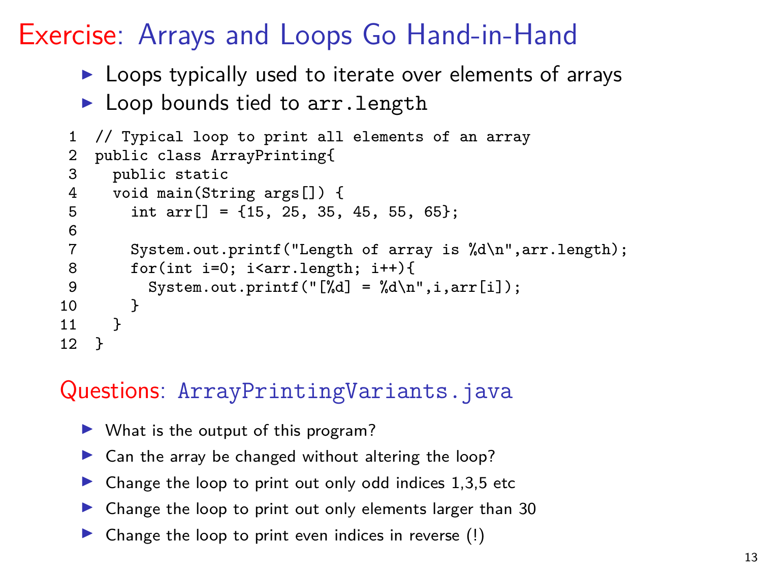# Exercise: Arrays and Loops Go Hand-in-Hand

- Loops typically used to iterate over elements of arrays
- Loop bounds tied to `arr.length`

```
1  // Typical loop to print all elements of an array
2  public class ArrayPrinting{
3    public static
4    void main(String args[]) {
5      int arr[] = {15, 25, 35, 45, 55, 65};
6
7      System.out.printf("Length of array is %d\n",arr.length);
8      for(int i=0; i<arr.length; i++){
9        System.out.printf("[%d] = %d\n",i,arr[i]);
10     }
11   }
12 }
```

## Questions: `ArrayPrintingVariants.java`

- What is the output of this program?
- Can the array be changed without altering the loop?
- Change the loop to print out only odd indices 1,3,5 etc
- Change the loop to print out only elements larger than 30
- Change the loop to print even indices in reverse (!)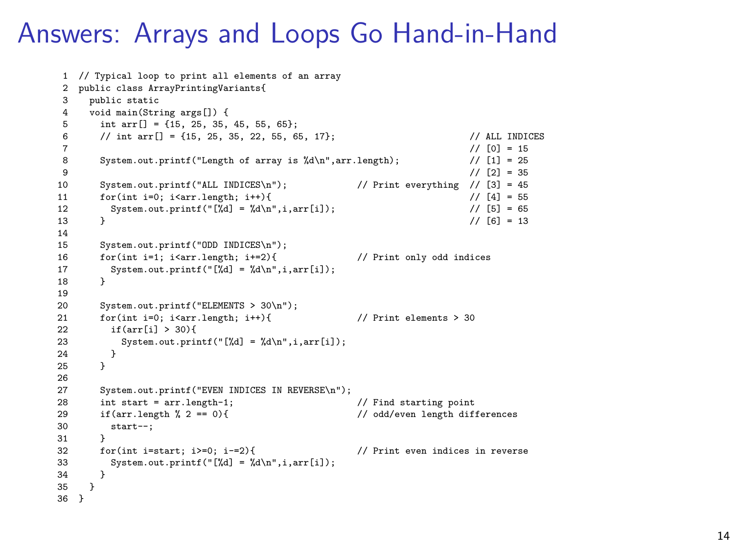# Answers: Arrays and Loops Go Hand-in-Hand

```
1  // Typical loop to print all elements of an array
2  public class ArrayPrintingVariants{
3    public static
4    void main(String args[]) {
5      int arr[] = {15, 25, 35, 45, 55, 65};
6      // int arr[] = {15, 25, 35, 22, 55, 65, 17};                      // ALL INDICES
7                                                                        // [0] = 15
8      System.out.printf("Length of array is %d\n",arr.length);          // [1] = 25
9                                                                        // [2] = 35
10     System.out.printf("ALL INDICES\n");            // Print everything  // [3] = 45
11     for(int i=0; i<arr.length; i++){                                  // [4] = 55
12       System.out.printf("[%d] = %d\n",i,arr[i]);                      // [5] = 65
13     }                                                                 // [6] = 13
14
15     System.out.printf("ODD INDICES\n");
16     for(int i=1; i<arr.length; i+=2){             // Print only odd indices
17       System.out.printf("[%d] = %d\n",i,arr[i]);
18     }
19
20     System.out.printf("ELEMENTS > 30\n");
21     for(int i=0; i<arr.length; i++){              // Print elements > 30
22       if(arr[i] > 30){
23         System.out.printf("[%d] = %d\n",i,arr[i]);
24       }
25     }
26
27     System.out.printf("EVEN INDICES IN REVERSE\n");
28     int start = arr.length-1;                     // Find starting point
29     if(arr.length % 2 == 0){                      // odd/even length differences
30       start--;
31     }
32     for(int i=start; i>=0; i-=2){                 // Print even indices in reverse
33       System.out.printf("[%d] = %d\n",i,arr[i]);
34     }
35   }
36 }
```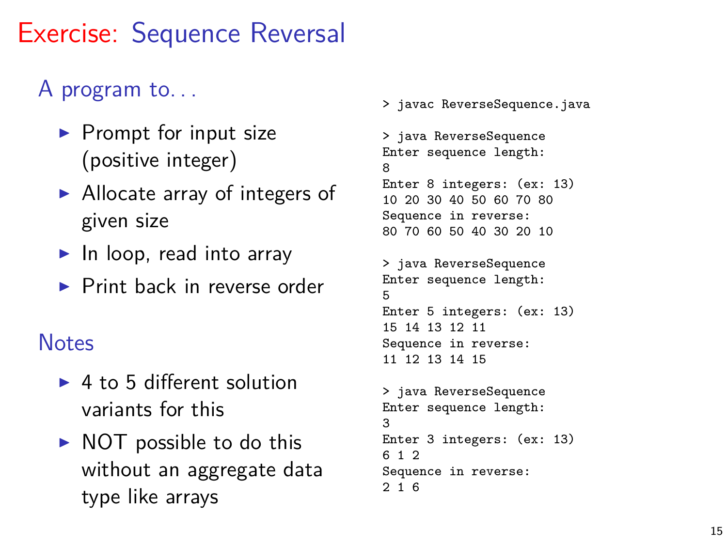# Exercise: Sequence Reversal

## A program to...

- Prompt for input size (positive integer)
- Allocate array of integers of given size
- In loop, read into array
- Print back in reverse order

## Notes

- 4 to 5 different solution variants for this
- NOT possible to do this without an aggregate data type like arrays

```
> javac ReverseSequence.java

> java ReverseSequence
Enter sequence length:
8
Enter 8 integers: (ex: 13)
10 20 30 40 50 60 70 80
Sequence in reverse:
80 70 60 50 40 30 20 10

> java ReverseSequence
Enter sequence length:
5
Enter 5 integers: (ex: 13)
15 14 13 12 11
Sequence in reverse:
11 12 13 14 15

> java ReverseSequence
Enter sequence length:
3
Enter 3 integers: (ex: 13)
6 1 2
Sequence in reverse:
2 1 6
```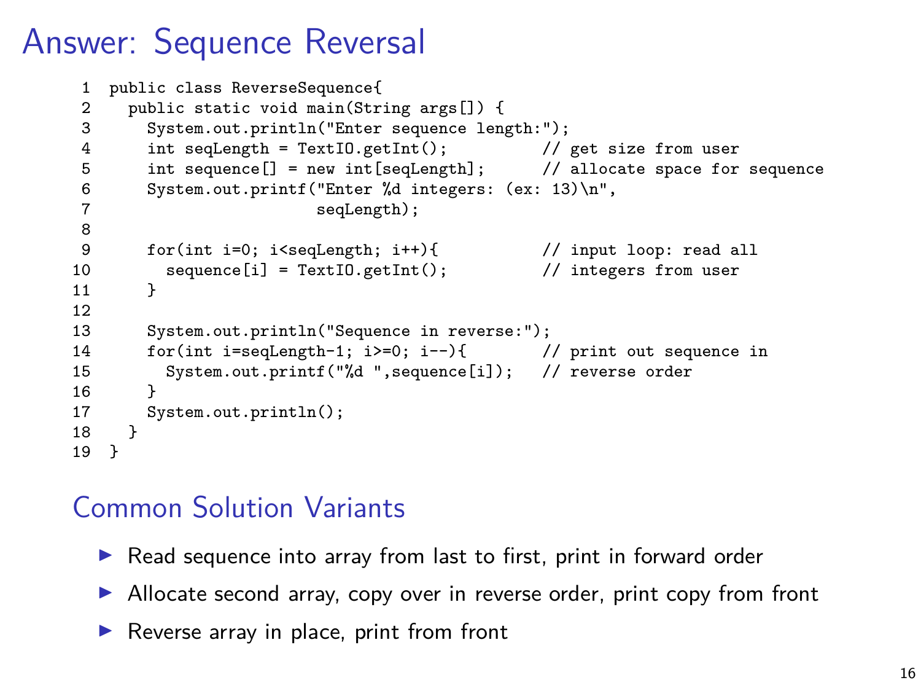# Answer: Sequence Reversal

```
1  public class ReverseSequence{
2    public static void main(String args[]) {
3      System.out.println("Enter sequence length:");
4      int seqLength = TextIO.getInt();          // get size from user
5      int sequence[] = new int[seqLength];      // allocate space for sequence
6      System.out.printf("Enter %d integers: (ex: 13)\n",
7                        seqLength);
8
9      for(int i=0; i<seqLength; i++){           // input loop: read all
10       sequence[i] = TextIO.getInt();          // integers from user
11     }
12
13     System.out.println("Sequence in reverse:");
14     for(int i=seqLength-1; i>=0; i--){        // print out sequence in
15       System.out.printf("%d ",sequence[i]);   // reverse order
16     }
17     System.out.println();
18   }
19 }
```

## Common Solution Variants

- Read sequence into array from last to first, print in forward order
- Allocate second array, copy over in reverse order, print copy from front
- Reverse array in place, print from front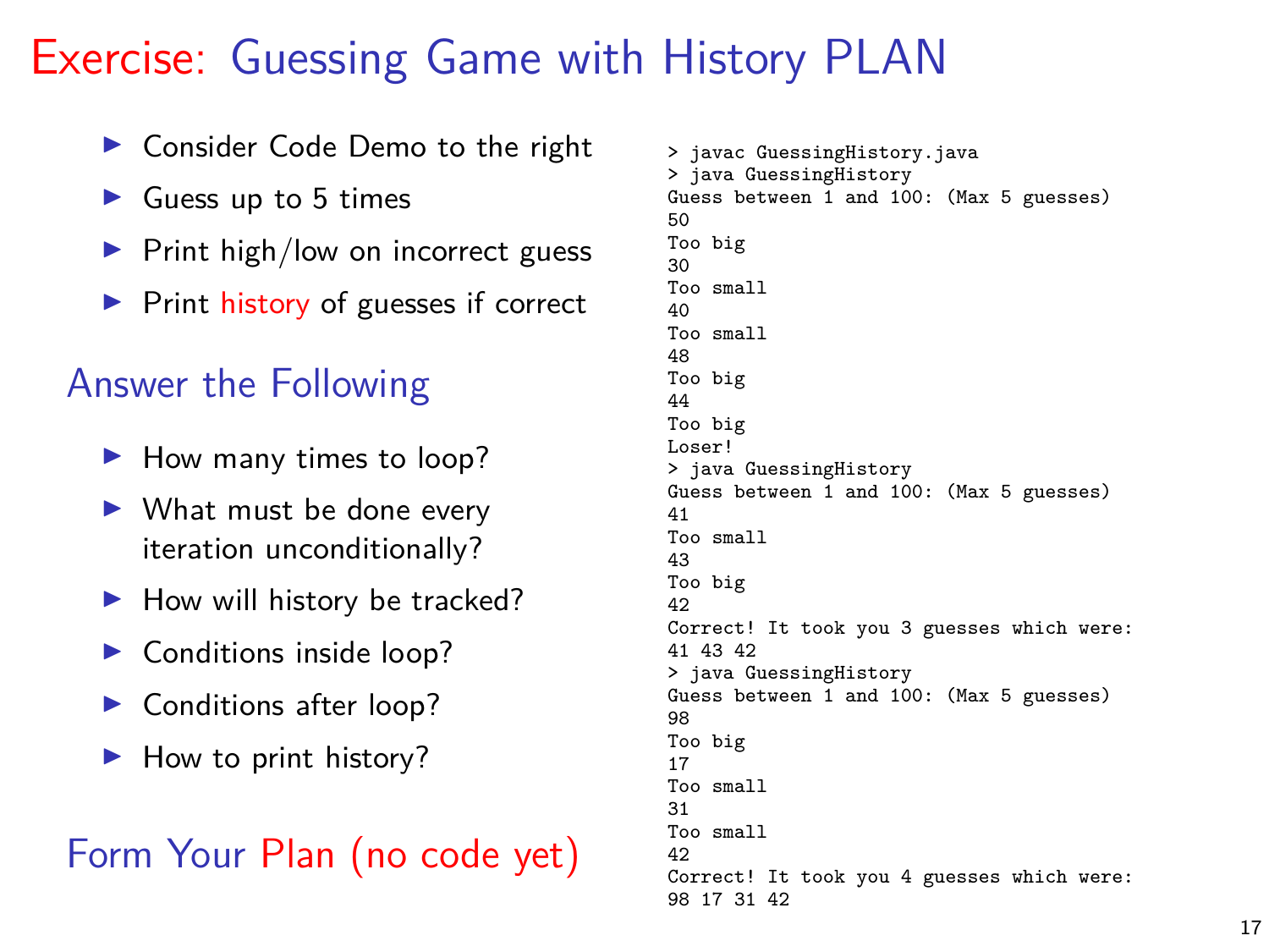# Exercise: Guessing Game with History PLAN

- Consider Code Demo to the right
- Guess up to 5 times
- Print high/low on incorrect guess
- Print history of guesses if correct

## Answer the Following

- How many times to loop?
- What must be done every iteration unconditionally?
- How will history be tracked?
- Conditions inside loop?
- Conditions after loop?
- How to print history?

## Form Your Plan (no code yet)

```
> javac GuessingHistory.java
> java GuessingHistory
Guess between 1 and 100: (Max 5 guesses)
50
Too big
30
Too small
40
Too small
48
Too big
44
Too big
Loser!
> java GuessingHistory
Guess between 1 and 100: (Max 5 guesses)
41
Too small
43
Too big
42
Correct! It took you 3 guesses which were:
41 43 42
> java GuessingHistory
Guess between 1 and 100: (Max 5 guesses)
98
Too big
17
Too small
31
Too small
42
Correct! It took you 4 guesses which were:
98 17 31 42
```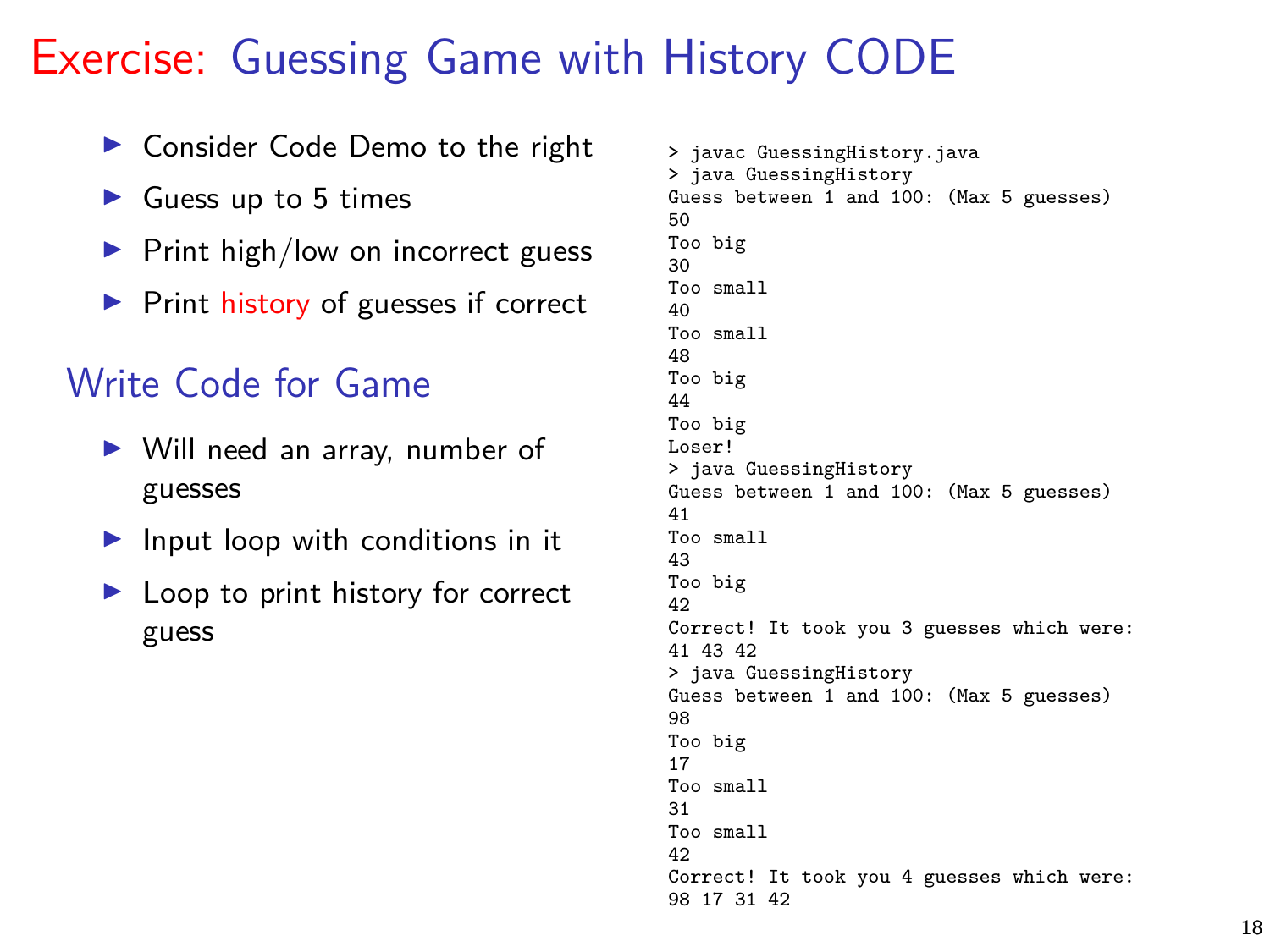# Exercise: Guessing Game with History CODE

- Consider Code Demo to the right
- Guess up to 5 times
- Print high/low on incorrect guess
- Print history of guesses if correct

## Write Code for Game

- Will need an array, number of guesses
- Input loop with conditions in it
- Loop to print history for correct guess

```
> javac GuessingHistory.java
> java GuessingHistory
Guess between 1 and 100: (Max 5 guesses)
50
Too big
30
Too small
40
Too small
48
Too big
44
Too big
Loser!
> java GuessingHistory
Guess between 1 and 100: (Max 5 guesses)
41
Too small
43
Too big
42
Correct! It took you 3 guesses which were:
41 43 42
> java GuessingHistory
Guess between 1 and 100: (Max 5 guesses)
98
Too big
17
Too small
31
Too small
42
Correct! It took you 4 guesses which were:
98 17 31 42
```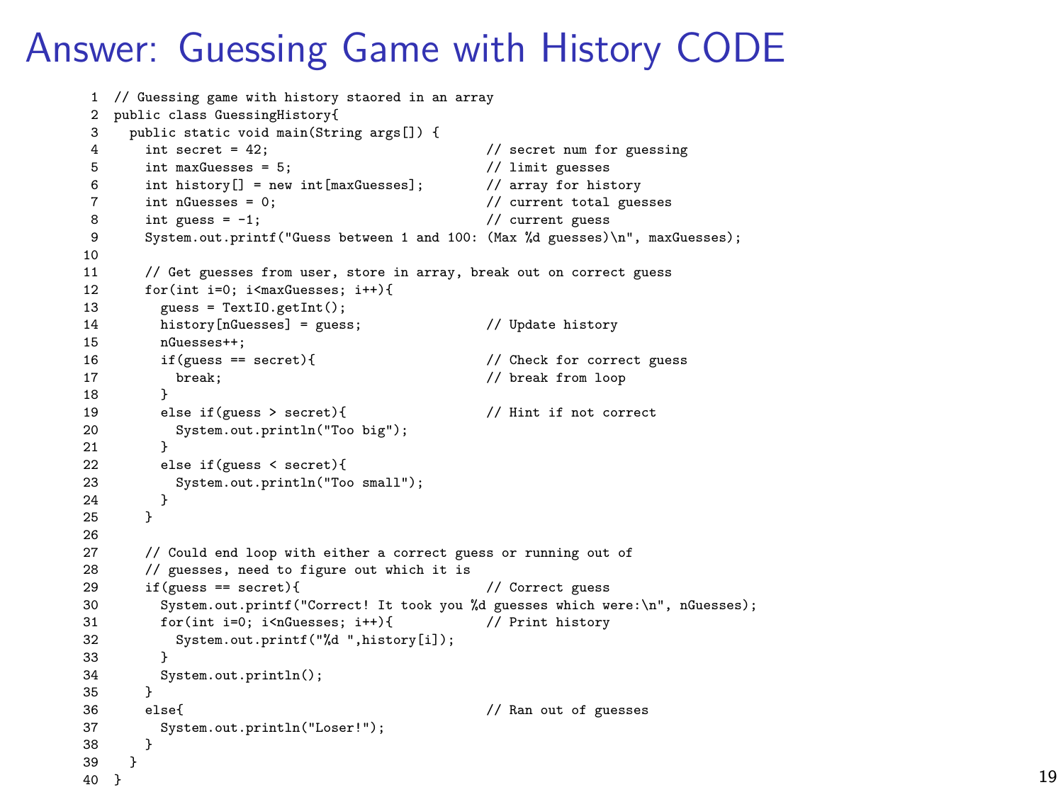# Answer: Guessing Game with History CODE

```
1  // Guessing game with history staored in an array
2  public class GuessingHistory{
3    public static void main(String args[]) {
4      int secret = 42;                            // secret num for guessing
5      int maxGuesses = 5;                         // limit guesses
6      int history[] = new int[maxGuesses];        // array for history
7      int nGuesses = 0;                           // current total guesses
8      int guess = -1;                             // current guess
9      System.out.printf("Guess between 1 and 100: (Max %d guesses)\n", maxGuesses);
10
11     // Get guesses from user, store in array, break out on correct guess
12     for(int i=0; i<maxGuesses; i++){
13       guess = TextIO.getInt();
14       history[nGuesses] = guess;                // Update history
15       nGuesses++;
16       if(guess == secret){                      // Check for correct guess
17         break;                                  // break from loop
18       }
19       else if(guess > secret){                  // Hint if not correct
20         System.out.println("Too big");
21       }
22       else if(guess < secret){
23         System.out.println("Too small");
24       }
25     }
26
27     // Could end loop with either a correct guess or running out of
28     // guesses, need to figure out which it is
29     if(guess == secret){                        // Correct guess
30       System.out.printf("Correct! It took you %d guesses which were:\n", nGuesses);
31       for(int i=0; i<nGuesses; i++){            // Print history
32         System.out.printf("%d ",history[i]);
33       }
34       System.out.println();
35     }
36     else{                                       // Ran out of guesses
37       System.out.println("Loser!");
38     }
39   }
40 }
```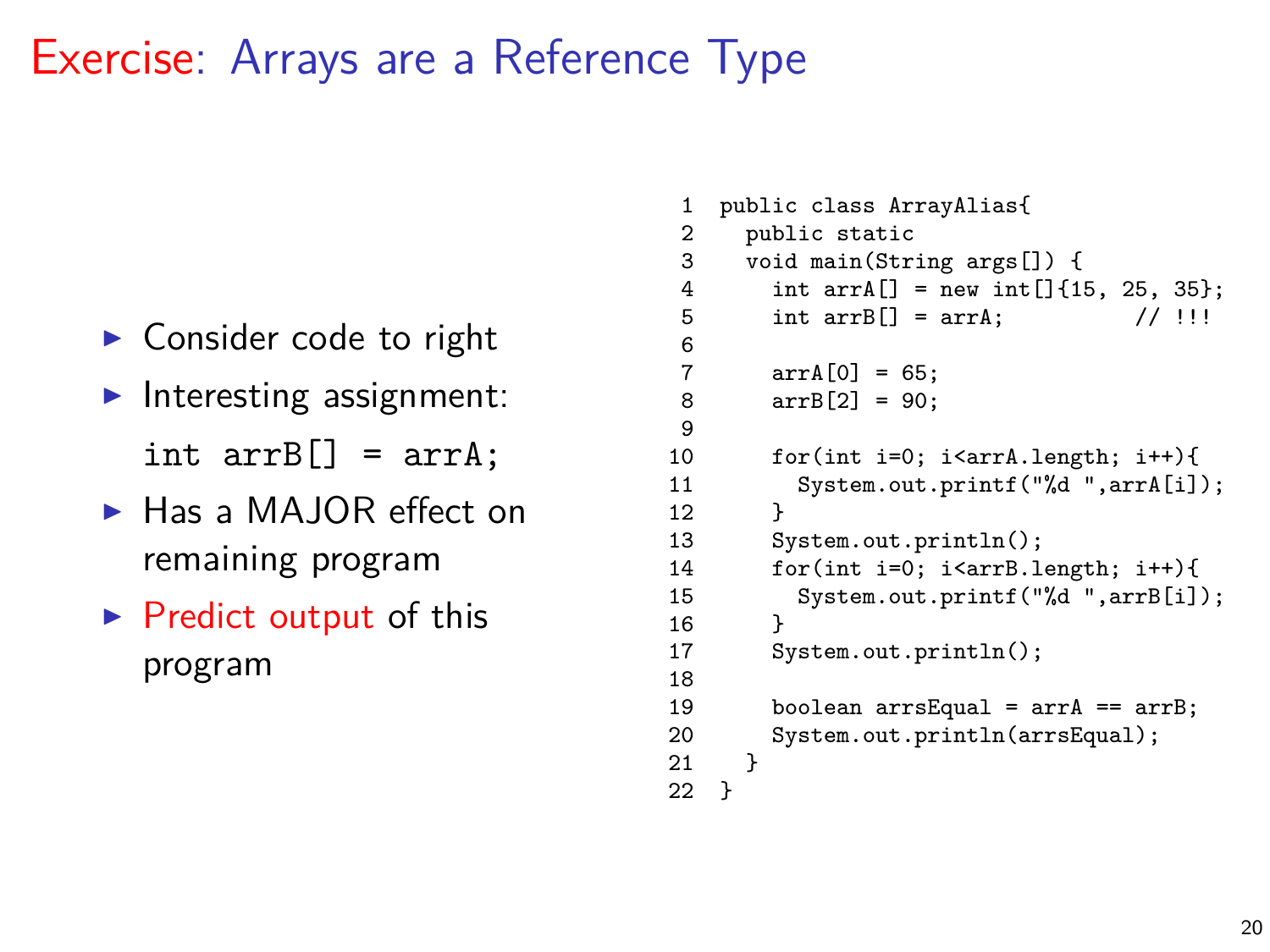# Exercise: Arrays are a Reference Type

- Consider code to right
- Interesting assignment:

  `int arrB[] = arrA;`
- Has a MAJOR effect on remaining program
- Predict output of this program

```
1  public class ArrayAlias{
2    public static
3    void main(String args[]) {
4      int arrA[] = new int[]{15, 25, 35};
5      int arrB[] = arrA;          // !!!
6
7      arrA[0] = 65;
8      arrB[2] = 90;
9
10     for(int i=0; i<arrA.length; i++){
11       System.out.printf("%d ",arrA[i]);
12     }
13     System.out.println();
14     for(int i=0; i<arrB.length; i++){
15       System.out.printf("%d ",arrB[i]);
16     }
17     System.out.println();
18
19     boolean arrsEqual = arrA == arrB;
20     System.out.println(arrsEqual);
21   }
22 }
```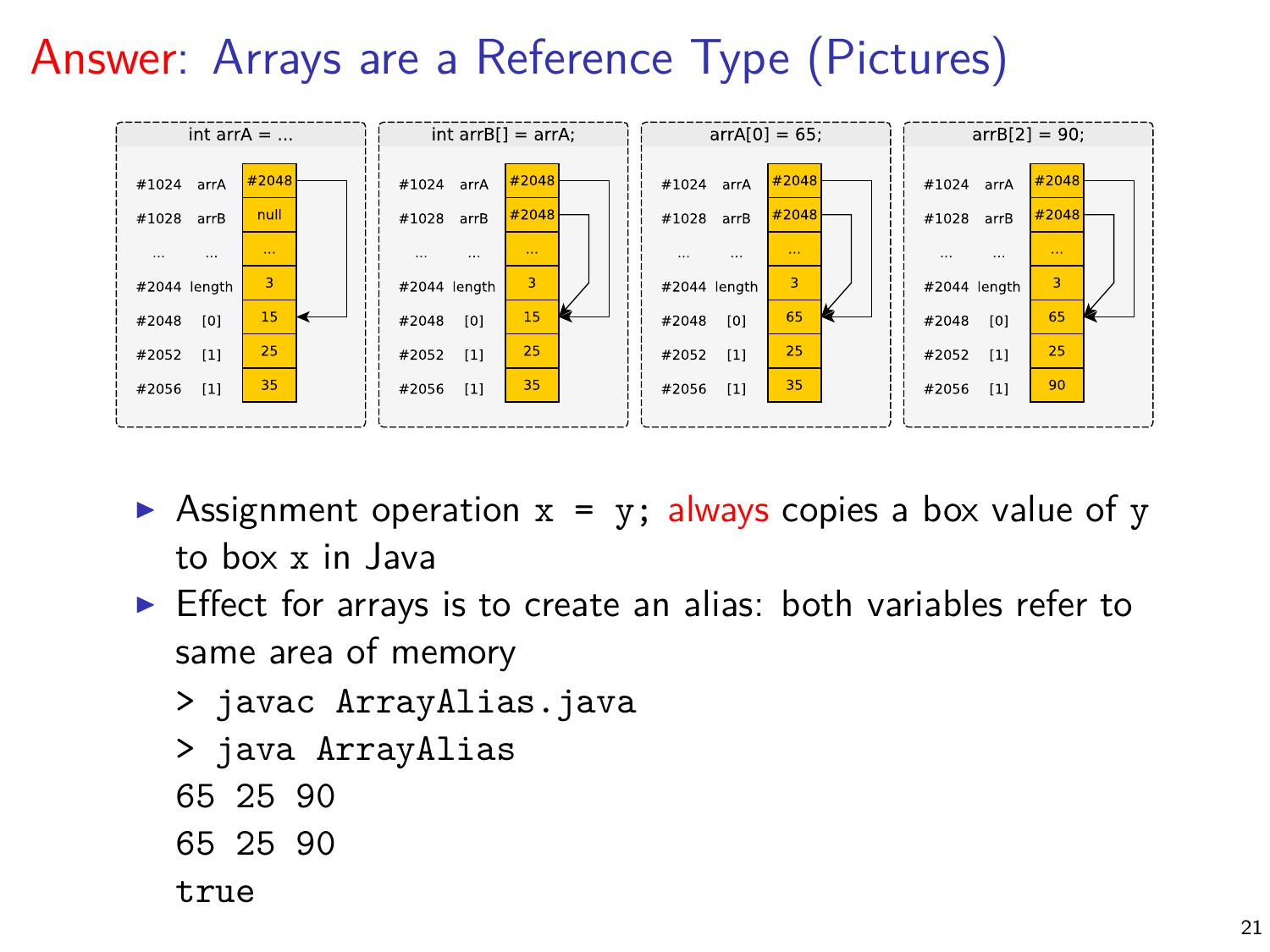# Answer: Arrays are a Reference Type (Pictures)

| int arrA = ... | | |
|---|---|---|
| #1024 | arrA | #2048 |
| #1028 | arrB | null |
| ... | ... | ... |
| #2044 | length | 3 |
| #2048 | [0] | 15 |
| #2052 | [1] | 25 |
| #2056 | [1] | 35 |

| int arrB[] = arrA; | | |
|---|---|---|
| #1024 | arrA | #2048 |
| #1028 | arrB | #2048 |
| ... | ... | ... |
| #2044 | length | 3 |
| #2048 | [0] | 15 |
| #2052 | [1] | 25 |
| #2056 | [1] | 35 |

| arrA[0] = 65; | | |
|---|---|---|
| #1024 | arrA | #2048 |
| #1028 | arrB | #2048 |
| ... | ... | ... |
| #2044 | length | 3 |
| #2048 | [0] | 65 |
| #2052 | [1] | 25 |
| #2056 | [1] | 35 |

| arrB[2] = 90; | | |
|---|---|---|
| #1024 | arrA | #2048 |
| #1028 | arrB | #2048 |
| ... | ... | ... |
| #2044 | length | 3 |
| #2048 | [0] | 65 |
| #2052 | [1] | 25 |
| #2056 | [1] | 90 |

- Assignment operation `x = y;` always copies a box value of `y` to box `x` in Java
- Effect for arrays is to create an alias: both variables refer to same area of memory

```
> javac ArrayAlias.java
> java ArrayAlias
65 25 90
65 25 90
true
```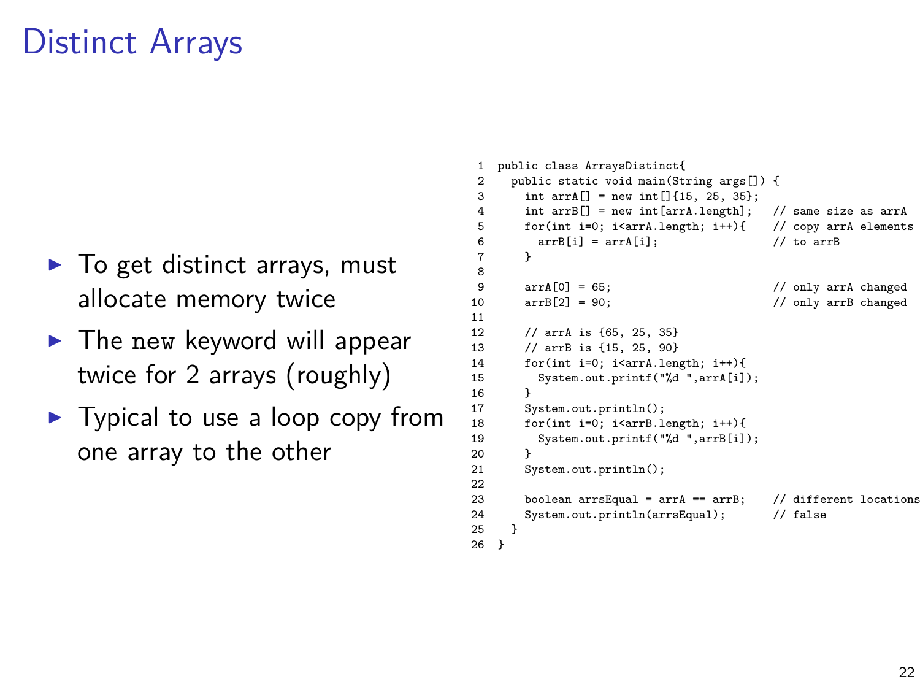# Distinct Arrays

- To get distinct arrays, must allocate memory twice
- The `new` keyword will appear twice for 2 arrays (roughly)
- Typical to use a loop copy from one array to the other

```
1  public class ArraysDistinct{
2    public static void main(String args[]) {
3      int arrA[] = new int[]{15, 25, 35};
4      int arrB[] = new int[arrA.length];   // same size as arrA
5      for(int i=0; i<arrA.length; i++){    // copy arrA elements
6        arrB[i] = arrA[i];                 // to arrB
7      }
8
9      arrA[0] = 65;                        // only arrA changed
10     arrB[2] = 90;                        // only arrB changed
11
12     // arrA is {65, 25, 35}
13     // arrB is {15, 25, 90}
14     for(int i=0; i<arrA.length; i++){
15       System.out.printf("%d ",arrA[i]);
16     }
17     System.out.println();
18     for(int i=0; i<arrB.length; i++){
19       System.out.printf("%d ",arrB[i]);
20     }
21     System.out.println();
22
23     boolean arrsEqual = arrA == arrB;    // different locations
24     System.out.println(arrsEqual);       // false
25   }
26 }
```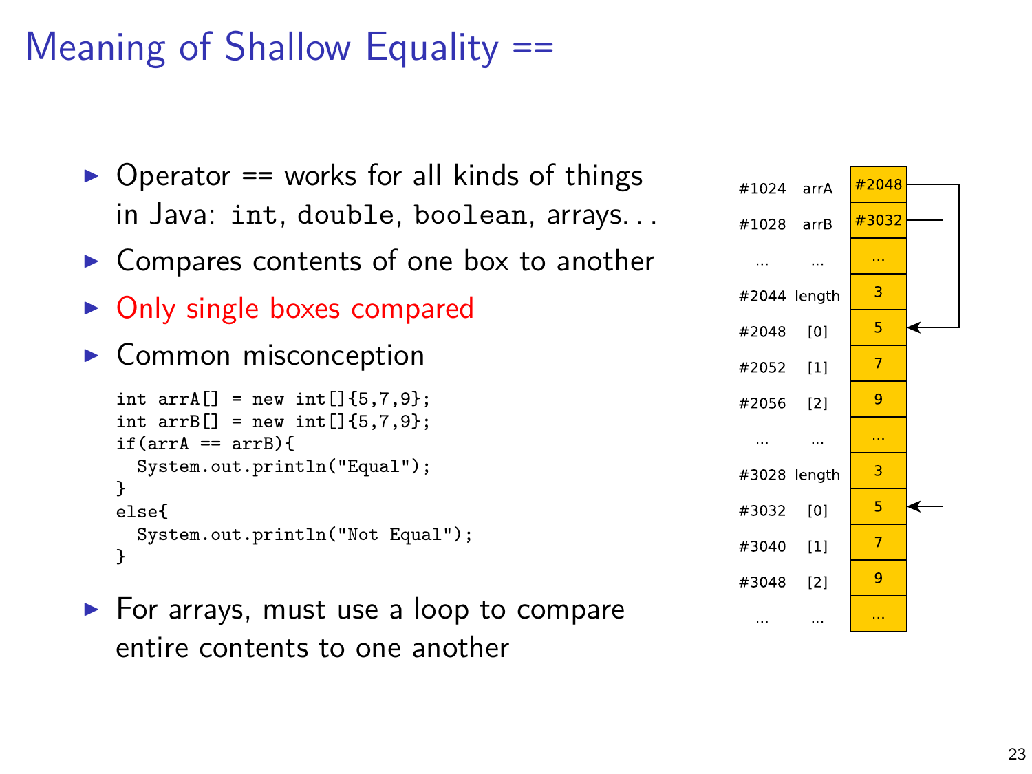# Meaning of Shallow Equality ==

- Operator == works for all kinds of things in Java: `int`, `double`, `boolean`, arrays...
- Compares contents of one box to another
- Only single boxes compared
- Common misconception

```
int arrA[] = new int[]{5,7,9};
int arrB[] = new int[]{5,7,9};
if(arrA == arrB){
  System.out.println("Equal");
}
else{
  System.out.println("Not Equal");
}
```

- For arrays, must use a loop to compare entire contents to one another

| Address | Name | Value |
|---|---|---|
| #1024 | arrA | #2048 |
| #1028 | arrB | #3032 |
| ... | ... | ... |
| #2044 | length | 3 |
| #2048 | [0] | 5 |
| #2052 | [1] | 7 |
| #2056 | [2] | 9 |
| ... | ... | ... |
| #3028 | length | 3 |
| #3032 | [0] | 5 |
| #3040 | [1] | 7 |
| #3048 | [2] | 9 |
| ... | ... | ... |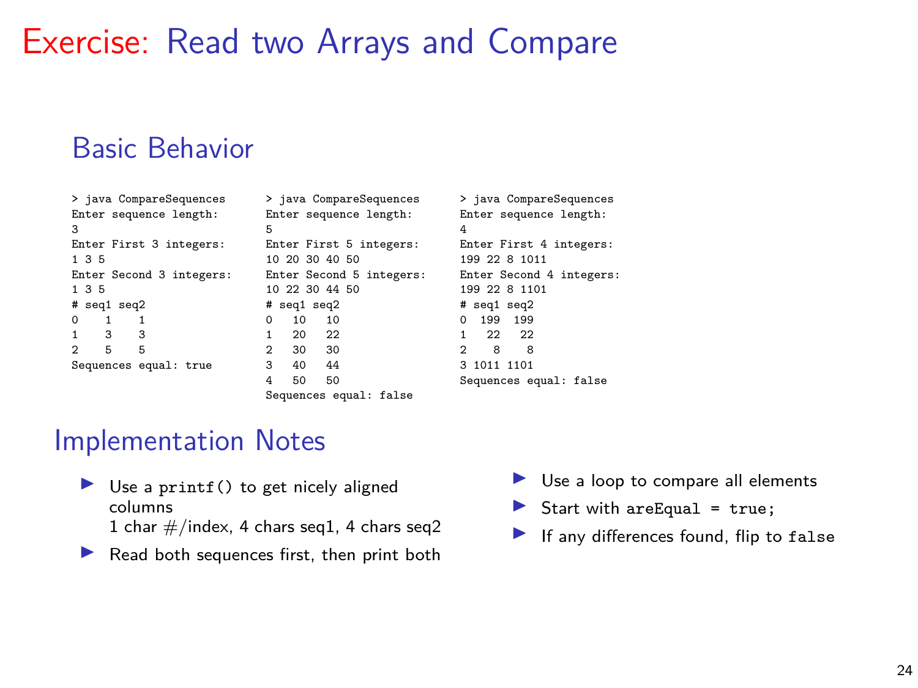# Exercise: Read two Arrays and Compare

## Basic Behavior

```
> java CompareSequences
Enter sequence length:
3
Enter First 3 integers:
1 3 5
Enter Second 3 integers:
1 3 5
# seq1 seq2
0    1    1
1    3    3
2    5    5
Sequences equal: true
```

```
> java CompareSequences
Enter sequence length:
5
Enter First 5 integers:
10 20 30 40 50
Enter Second 5 integers:
10 22 30 44 50
# seq1 seq2
0   10   10
1   20   22
2   30   30
3   40   44
4   50   50
Sequences equal: false
```

```
> java CompareSequences
Enter sequence length:
4
Enter First 4 integers:
199 22 8 1011
Enter Second 4 integers:
199 22 8 1101
# seq1 seq2
0  199  199
1   22   22
2    8    8
3 1011 1101
Sequences equal: false
```

## Implementation Notes

- Use a `printf()` to get nicely aligned columns
  1 char #/index, 4 chars seq1, 4 chars seq2
- Read both sequences first, then print both
- Use a loop to compare all elements
- Start with `areEqual = true;`
- If any differences found, flip to `false`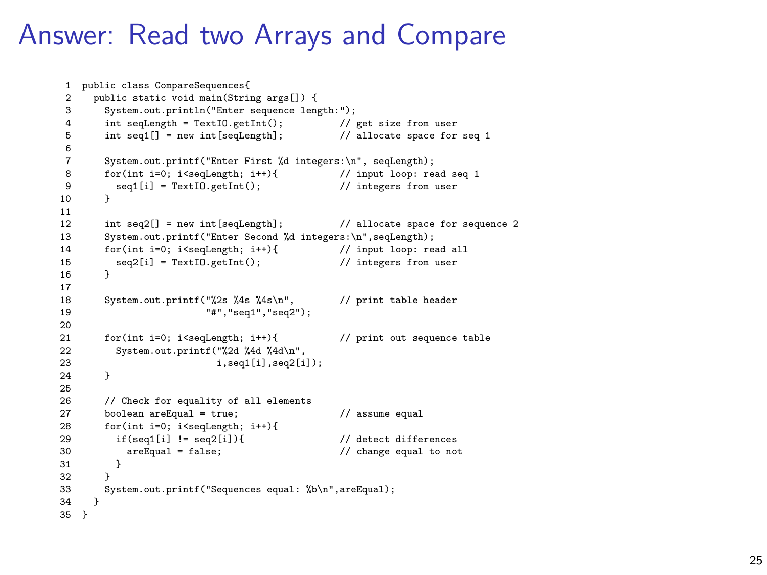# Answer: Read two Arrays and Compare

```
 1 public class CompareSequences{
 2   public static void main(String args[]) {
 3     System.out.println("Enter sequence length:");
 4     int seqLength = TextIO.getInt();          // get size from user
 5     int seq1[] = new int[seqLength];          // allocate space for seq 1
 6
 7     System.out.printf("Enter First %d integers:\n", seqLength);
 8     for(int i=0; i<seqLength; i++){           // input loop: read seq 1
 9       seq1[i] = TextIO.getInt();              // integers from user
10     }
11
12     int seq2[] = new int[seqLength];          // allocate space for sequence 2
13     System.out.printf("Enter Second %d integers:\n",seqLength);
14     for(int i=0; i<seqLength; i++){           // input loop: read all
15       seq2[i] = TextIO.getInt();              // integers from user
16     }
17
18     System.out.printf("%2s %4s %4s\n",        // print table header
19                       "#","seq1","seq2");
20
21     for(int i=0; i<seqLength; i++){           // print out sequence table
22       System.out.printf("%2d %4d %4d\n",
23                         i,seq1[i],seq2[i]);
24     }
25
26     // Check for equality of all elements
27     boolean areEqual = true;                  // assume equal
28     for(int i=0; i<seqLength; i++){
29       if(seq1[i] != seq2[i]){                 // detect differences
30         areEqual = false;                     // change equal to not
31       }
32     }
33     System.out.printf("Sequences equal: %b\n",areEqual);
34   }
35 }
```